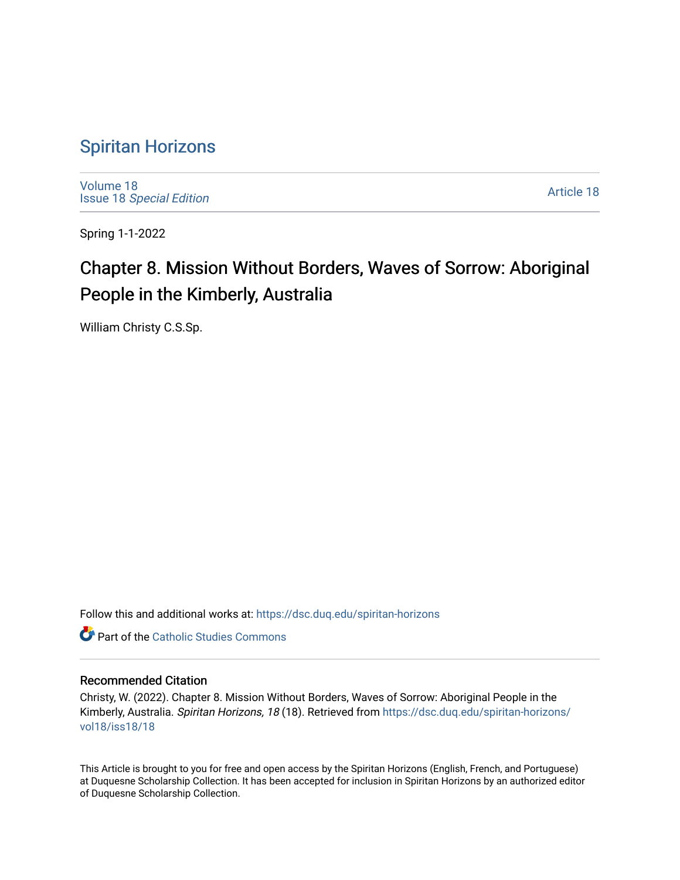# Spiritan Horizons

Volume 18
Issue 18 *Special Edition*

Article 18

Spring 1-1-2022

## Chapter 8. Mission Without Borders, Waves of Sorrow: Aboriginal People in the Kimberly, Australia

William Christy C.S.Sp.

Follow this and additional works at: https://dsc.duq.edu/spiritan-horizons

Part of the Catholic Studies Commons

### Recommended Citation

Christy, W. (2022). Chapter 8. Mission Without Borders, Waves of Sorrow: Aboriginal People in the Kimberly, Australia. *Spiritan Horizons, 18* (18). Retrieved from https://dsc.duq.edu/spiritan-horizons/vol18/iss18/18

This Article is brought to you for free and open access by the Spiritan Horizons (English, French, and Portuguese) at Duquesne Scholarship Collection. It has been accepted for inclusion in Spiritan Horizons by an authorized editor of Duquesne Scholarship Collection.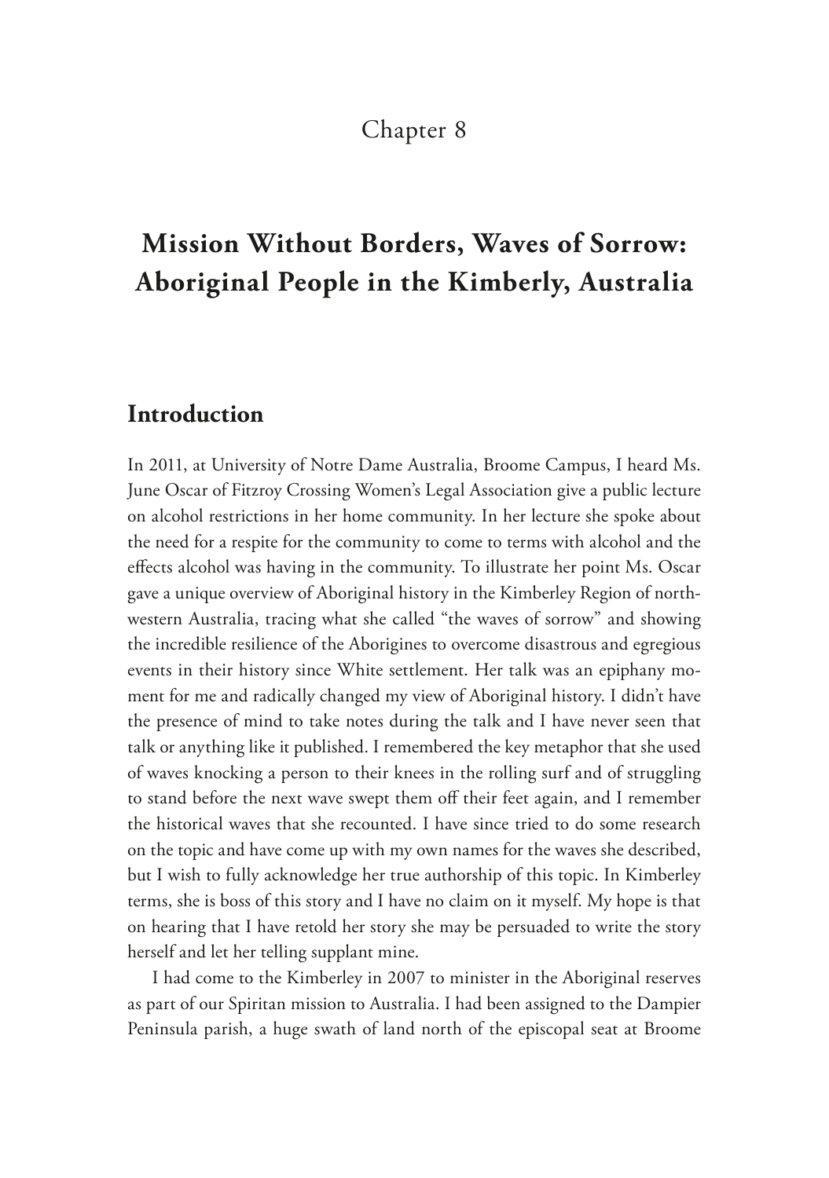Chapter 8

# Mission Without Borders, Waves of Sorrow: Aboriginal People in the Kimberly, Australia

## Introduction

In 2011, at University of Notre Dame Australia, Broome Campus, I heard Ms. June Oscar of Fitzroy Crossing Women's Legal Association give a public lecture on alcohol restrictions in her home community. In her lecture she spoke about the need for a respite for the community to come to terms with alcohol and the effects alcohol was having in the community. To illustrate her point Ms. Oscar gave a unique overview of Aboriginal history in the Kimberley Region of north-western Australia, tracing what she called "the waves of sorrow" and showing the incredible resilience of the Aborigines to overcome disastrous and egregious events in their history since White settlement. Her talk was an epiphany moment for me and radically changed my view of Aboriginal history. I didn't have the presence of mind to take notes during the talk and I have never seen that talk or anything like it published. I remembered the key metaphor that she used of waves knocking a person to their knees in the rolling surf and of struggling to stand before the next wave swept them off their feet again, and I remember the historical waves that she recounted. I have since tried to do some research on the topic and have come up with my own names for the waves she described, but I wish to fully acknowledge her true authorship of this topic. In Kimberley terms, she is boss of this story and I have no claim on it myself. My hope is that on hearing that I have retold her story she may be persuaded to write the story herself and let her telling supplant mine.

I had come to the Kimberley in 2007 to minister in the Aboriginal reserves as part of our Spiritan mission to Australia. I had been assigned to the Dampier Peninsula parish, a huge swath of land north of the episcopal seat at Broome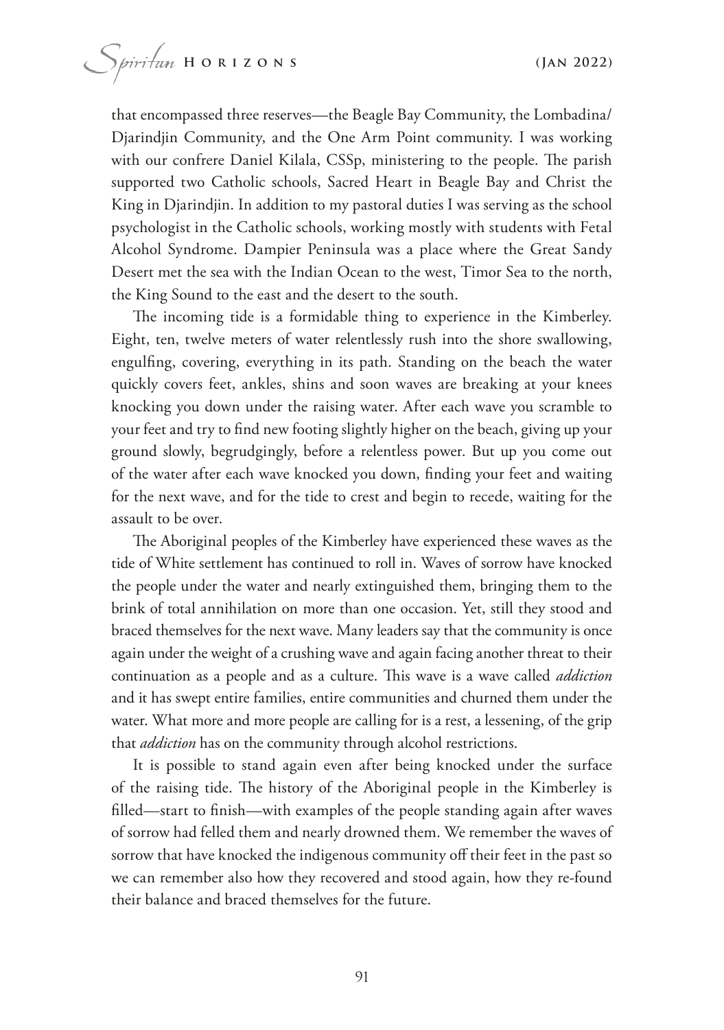that encompassed three reserves—the Beagle Bay Community, the Lombadina/ Djarindjin Community, and the One Arm Point community. I was working with our confrere Daniel Kilala, CSSp, ministering to the people. The parish supported two Catholic schools, Sacred Heart in Beagle Bay and Christ the King in Djarindjin. In addition to my pastoral duties I was serving as the school psychologist in the Catholic schools, working mostly with students with Fetal Alcohol Syndrome. Dampier Peninsula was a place where the Great Sandy Desert met the sea with the Indian Ocean to the west, Timor Sea to the north, the King Sound to the east and the desert to the south.

The incoming tide is a formidable thing to experience in the Kimberley. Eight, ten, twelve meters of water relentlessly rush into the shore swallowing, engulfing, covering, everything in its path. Standing on the beach the water quickly covers feet, ankles, shins and soon waves are breaking at your knees knocking you down under the raising water. After each wave you scramble to your feet and try to find new footing slightly higher on the beach, giving up your ground slowly, begrudgingly, before a relentless power. But up you come out of the water after each wave knocked you down, finding your feet and waiting for the next wave, and for the tide to crest and begin to recede, waiting for the assault to be over.

The Aboriginal peoples of the Kimberley have experienced these waves as the tide of White settlement has continued to roll in. Waves of sorrow have knocked the people under the water and nearly extinguished them, bringing them to the brink of total annihilation on more than one occasion. Yet, still they stood and braced themselves for the next wave. Many leaders say that the community is once again under the weight of a crushing wave and again facing another threat to their continuation as a people and as a culture. This wave is a wave called *addiction* and it has swept entire families, entire communities and churned them under the water. What more and more people are calling for is a rest, a lessening, of the grip that *addiction* has on the community through alcohol restrictions.

It is possible to stand again even after being knocked under the surface of the raising tide. The history of the Aboriginal people in the Kimberley is filled—start to finish—with examples of the people standing again after waves of sorrow had felled them and nearly drowned them. We remember the waves of sorrow that have knocked the indigenous community off their feet in the past so we can remember also how they recovered and stood again, how they re-found their balance and braced themselves for the future.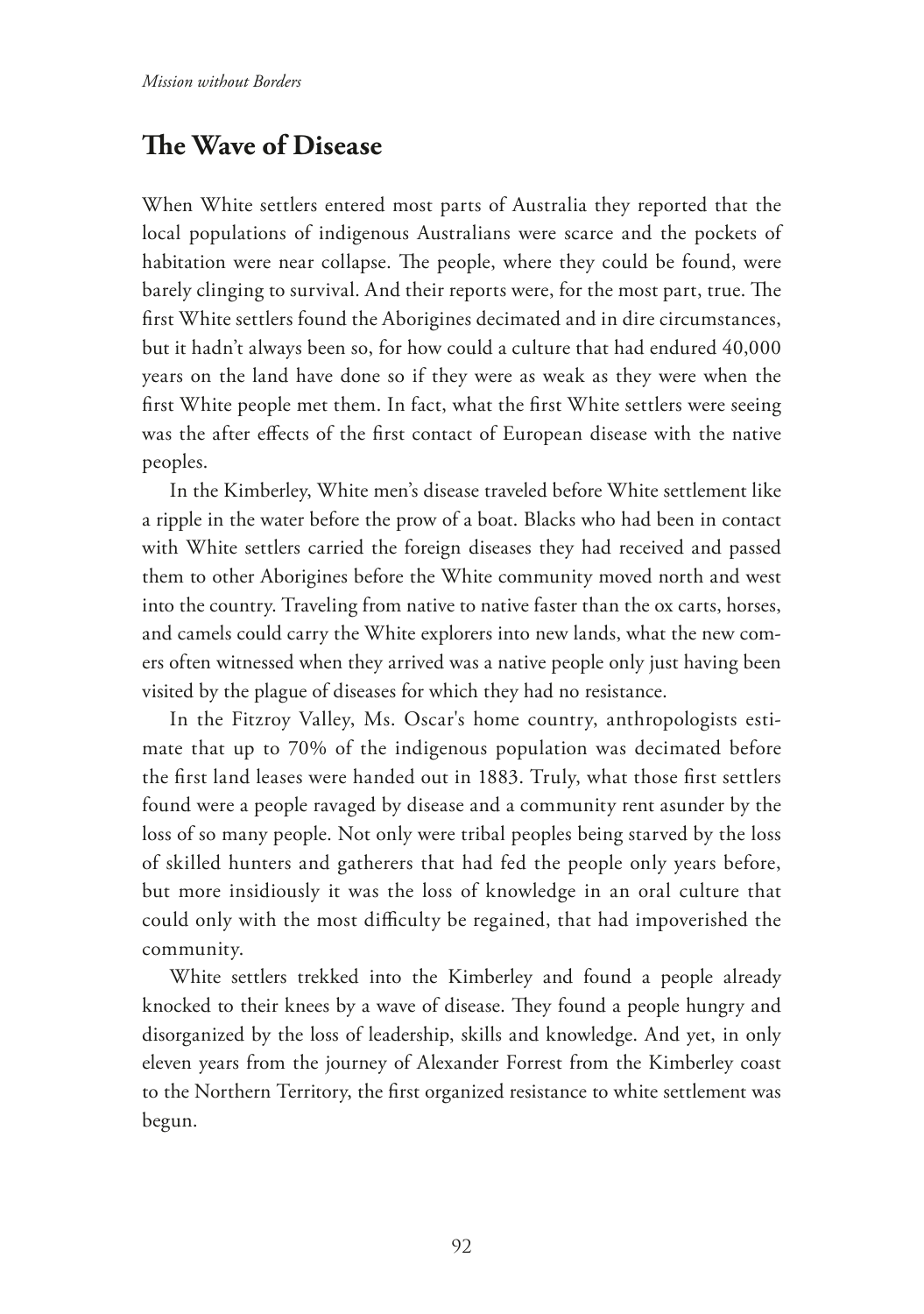## The Wave of Disease

When White settlers entered most parts of Australia they reported that the local populations of indigenous Australians were scarce and the pockets of habitation were near collapse. The people, where they could be found, were barely clinging to survival. And their reports were, for the most part, true. The first White settlers found the Aborigines decimated and in dire circumstances, but it hadn't always been so, for how could a culture that had endured 40,000 years on the land have done so if they were as weak as they were when the first White people met them. In fact, what the first White settlers were seeing was the after effects of the first contact of European disease with the native peoples.

In the Kimberley, White men's disease traveled before White settlement like a ripple in the water before the prow of a boat. Blacks who had been in contact with White settlers carried the foreign diseases they had received and passed them to other Aborigines before the White community moved north and west into the country. Traveling from native to native faster than the ox carts, horses, and camels could carry the White explorers into new lands, what the new comers often witnessed when they arrived was a native people only just having been visited by the plague of diseases for which they had no resistance.

In the Fitzroy Valley, Ms. Oscar's home country, anthropologists estimate that up to 70% of the indigenous population was decimated before the first land leases were handed out in 1883. Truly, what those first settlers found were a people ravaged by disease and a community rent asunder by the loss of so many people. Not only were tribal peoples being starved by the loss of skilled hunters and gatherers that had fed the people only years before, but more insidiously it was the loss of knowledge in an oral culture that could only with the most difficulty be regained, that had impoverished the community.

White settlers trekked into the Kimberley and found a people already knocked to their knees by a wave of disease. They found a people hungry and disorganized by the loss of leadership, skills and knowledge. And yet, in only eleven years from the journey of Alexander Forrest from the Kimberley coast to the Northern Territory, the first organized resistance to white settlement was begun.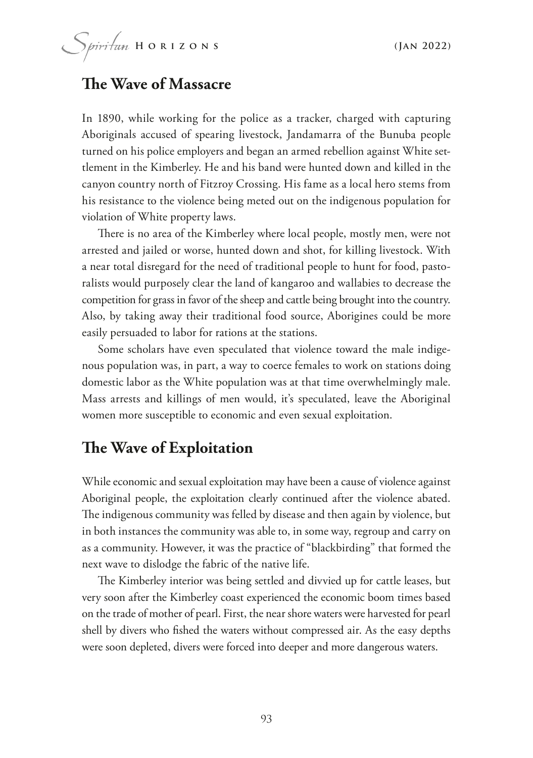## The Wave of Massacre

In 1890, while working for the police as a tracker, charged with capturing Aboriginals accused of spearing livestock, Jandamarra of the Bunuba people turned on his police employers and began an armed rebellion against White settlement in the Kimberley. He and his band were hunted down and killed in the canyon country north of Fitzroy Crossing. His fame as a local hero stems from his resistance to the violence being meted out on the indigenous population for violation of White property laws.

There is no area of the Kimberley where local people, mostly men, were not arrested and jailed or worse, hunted down and shot, for killing livestock. With a near total disregard for the need of traditional people to hunt for food, pastoralists would purposely clear the land of kangaroo and wallabies to decrease the competition for grass in favor of the sheep and cattle being brought into the country. Also, by taking away their traditional food source, Aborigines could be more easily persuaded to labor for rations at the stations.

Some scholars have even speculated that violence toward the male indigenous population was, in part, a way to coerce females to work on stations doing domestic labor as the White population was at that time overwhelmingly male. Mass arrests and killings of men would, it's speculated, leave the Aboriginal women more susceptible to economic and even sexual exploitation.

## The Wave of Exploitation

While economic and sexual exploitation may have been a cause of violence against Aboriginal people, the exploitation clearly continued after the violence abated. The indigenous community was felled by disease and then again by violence, but in both instances the community was able to, in some way, regroup and carry on as a community. However, it was the practice of "blackbirding" that formed the next wave to dislodge the fabric of the native life.

The Kimberley interior was being settled and divvied up for cattle leases, but very soon after the Kimberley coast experienced the economic boom times based on the trade of mother of pearl. First, the near shore waters were harvested for pearl shell by divers who fished the waters without compressed air. As the easy depths were soon depleted, divers were forced into deeper and more dangerous waters.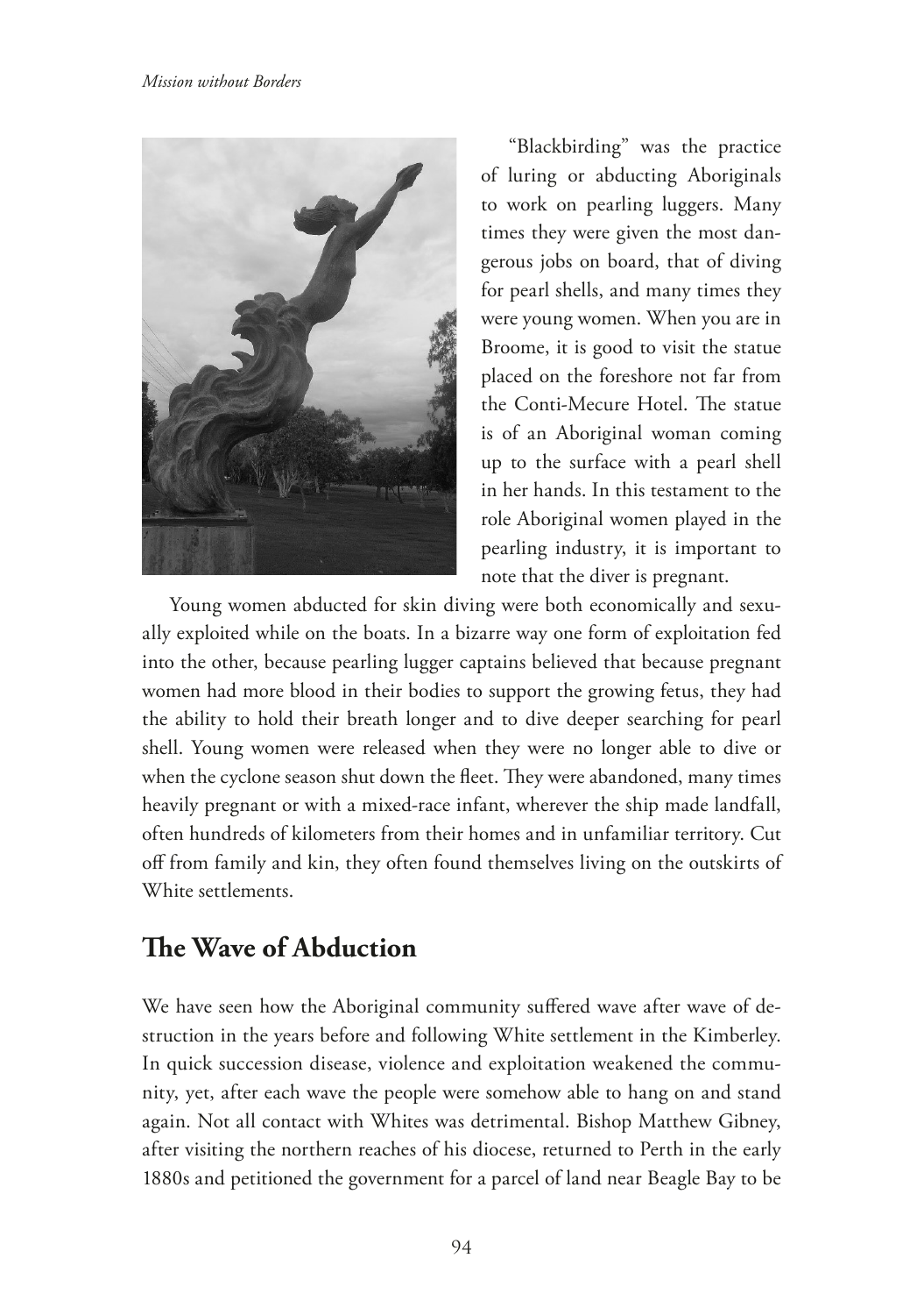"Blackbirding" was the practice of luring or abducting Aboriginals to work on pearling luggers. Many times they were given the most dangerous jobs on board, that of diving for pearl shells, and many times they were young women. When you are in Broome, it is good to visit the statue placed on the foreshore not far from the Conti-Mecure Hotel. The statue is of an Aboriginal woman coming up to the surface with a pearl shell in her hands. In this testament to the role Aboriginal women played in the pearling industry, it is important to note that the diver is pregnant.

Young women abducted for skin diving were both economically and sexually exploited while on the boats. In a bizarre way one form of exploitation fed into the other, because pearling lugger captains believed that because pregnant women had more blood in their bodies to support the growing fetus, they had the ability to hold their breath longer and to dive deeper searching for pearl shell. Young women were released when they were no longer able to dive or when the cyclone season shut down the fleet. They were abandoned, many times heavily pregnant or with a mixed-race infant, wherever the ship made landfall, often hundreds of kilometers from their homes and in unfamiliar territory. Cut off from family and kin, they often found themselves living on the outskirts of White settlements.

## The Wave of Abduction

We have seen how the Aboriginal community suffered wave after wave of destruction in the years before and following White settlement in the Kimberley. In quick succession disease, violence and exploitation weakened the community, yet, after each wave the people were somehow able to hang on and stand again. Not all contact with Whites was detrimental. Bishop Matthew Gibney, after visiting the northern reaches of his diocese, returned to Perth in the early 1880s and petitioned the government for a parcel of land near Beagle Bay to be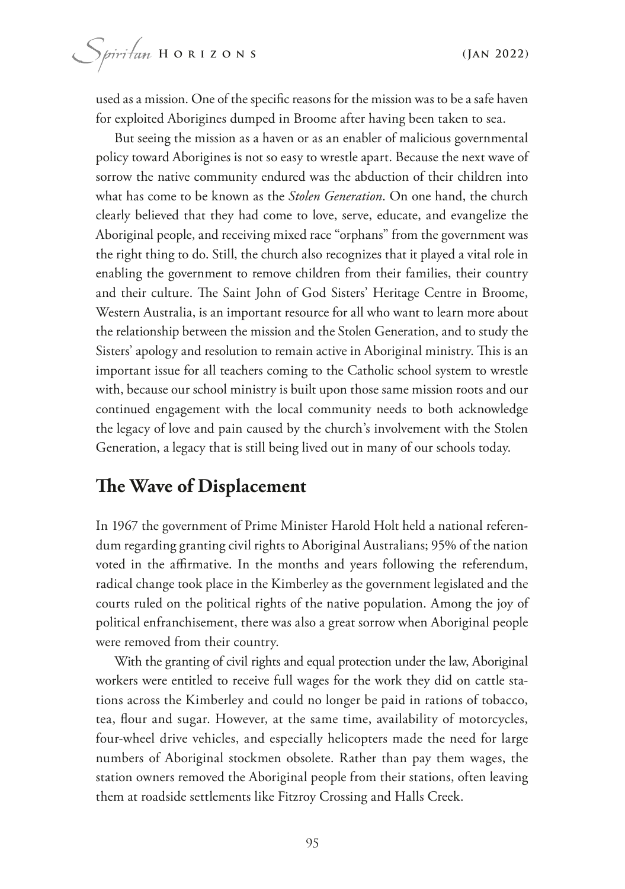used as a mission. One of the specific reasons for the mission was to be a safe haven for exploited Aborigines dumped in Broome after having been taken to sea.

But seeing the mission as a haven or as an enabler of malicious governmental policy toward Aborigines is not so easy to wrestle apart. Because the next wave of sorrow the native community endured was the abduction of their children into what has come to be known as the *Stolen Generation*. On one hand, the church clearly believed that they had come to love, serve, educate, and evangelize the Aboriginal people, and receiving mixed race "orphans" from the government was the right thing to do. Still, the church also recognizes that it played a vital role in enabling the government to remove children from their families, their country and their culture. The Saint John of God Sisters' Heritage Centre in Broome, Western Australia, is an important resource for all who want to learn more about the relationship between the mission and the Stolen Generation, and to study the Sisters' apology and resolution to remain active in Aboriginal ministry. This is an important issue for all teachers coming to the Catholic school system to wrestle with, because our school ministry is built upon those same mission roots and our continued engagement with the local community needs to both acknowledge the legacy of love and pain caused by the church's involvement with the Stolen Generation, a legacy that is still being lived out in many of our schools today.

## The Wave of Displacement

In 1967 the government of Prime Minister Harold Holt held a national referendum regarding granting civil rights to Aboriginal Australians; 95% of the nation voted in the affirmative. In the months and years following the referendum, radical change took place in the Kimberley as the government legislated and the courts ruled on the political rights of the native population. Among the joy of political enfranchisement, there was also a great sorrow when Aboriginal people were removed from their country.

With the granting of civil rights and equal protection under the law, Aboriginal workers were entitled to receive full wages for the work they did on cattle stations across the Kimberley and could no longer be paid in rations of tobacco, tea, flour and sugar. However, at the same time, availability of motorcycles, four-wheel drive vehicles, and especially helicopters made the need for large numbers of Aboriginal stockmen obsolete. Rather than pay them wages, the station owners removed the Aboriginal people from their stations, often leaving them at roadside settlements like Fitzroy Crossing and Halls Creek.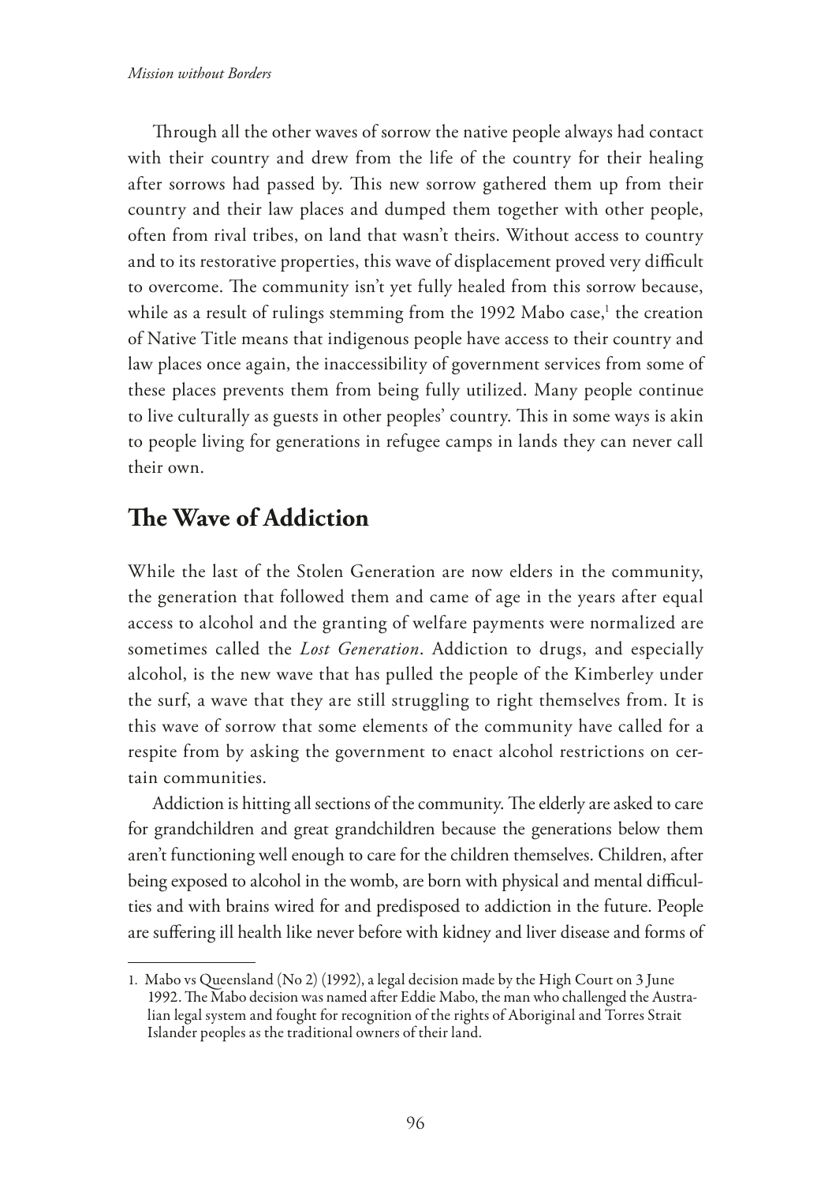Through all the other waves of sorrow the native people always had contact with their country and drew from the life of the country for their healing after sorrows had passed by. This new sorrow gathered them up from their country and their law places and dumped them together with other people, often from rival tribes, on land that wasn't theirs. Without access to country and to its restorative properties, this wave of displacement proved very difficult to overcome. The community isn't yet fully healed from this sorrow because, while as a result of rulings stemming from the 1992 Mabo case,[1] the creation of Native Title means that indigenous people have access to their country and law places once again, the inaccessibility of government services from some of these places prevents them from being fully utilized. Many people continue to live culturally as guests in other peoples' country. This in some ways is akin to people living for generations in refugee camps in lands they can never call their own.

## The Wave of Addiction

While the last of the Stolen Generation are now elders in the community, the generation that followed them and came of age in the years after equal access to alcohol and the granting of welfare payments were normalized are sometimes called the *Lost Generation*. Addiction to drugs, and especially alcohol, is the new wave that has pulled the people of the Kimberley under the surf, a wave that they are still struggling to right themselves from. It is this wave of sorrow that some elements of the community have called for a respite from by asking the government to enact alcohol restrictions on certain communities.

Addiction is hitting all sections of the community. The elderly are asked to care for grandchildren and great grandchildren because the generations below them aren't functioning well enough to care for the children themselves. Children, after being exposed to alcohol in the womb, are born with physical and mental difficulties and with brains wired for and predisposed to addiction in the future. People are suffering ill health like never before with kidney and liver disease and forms of

---

1. Mabo vs Queensland (No 2) (1992), a legal decision made by the High Court on 3 June 1992. The Mabo decision was named after Eddie Mabo, the man who challenged the Australian legal system and fought for recognition of the rights of Aboriginal and Torres Strait Islander peoples as the traditional owners of their land.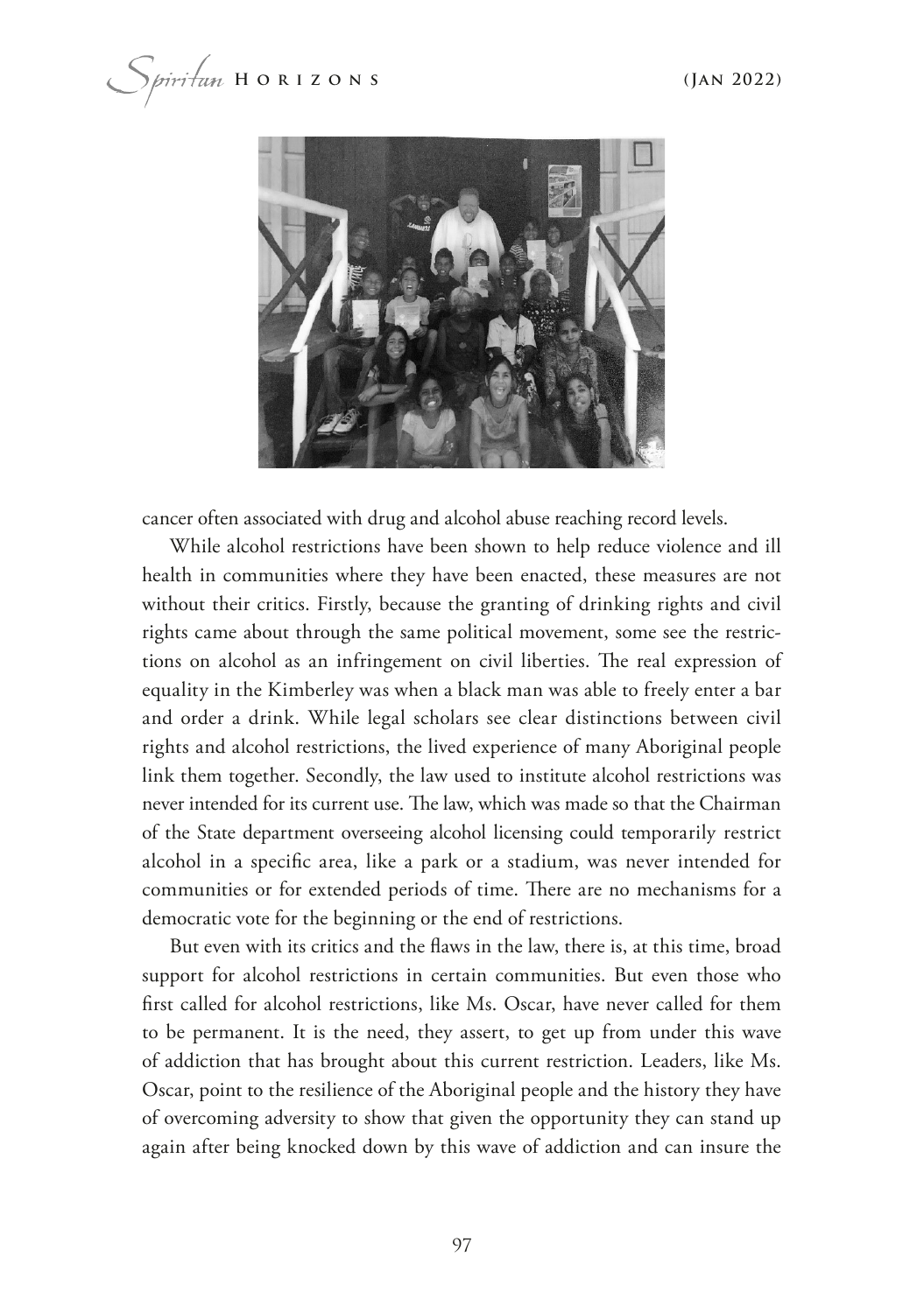cancer often associated with drug and alcohol abuse reaching record levels.

While alcohol restrictions have been shown to help reduce violence and ill health in communities where they have been enacted, these measures are not without their critics. Firstly, because the granting of drinking rights and civil rights came about through the same political movement, some see the restrictions on alcohol as an infringement on civil liberties. The real expression of equality in the Kimberley was when a black man was able to freely enter a bar and order a drink. While legal scholars see clear distinctions between civil rights and alcohol restrictions, the lived experience of many Aboriginal people link them together. Secondly, the law used to institute alcohol restrictions was never intended for its current use. The law, which was made so that the Chairman of the State department overseeing alcohol licensing could temporarily restrict alcohol in a specific area, like a park or a stadium, was never intended for communities or for extended periods of time. There are no mechanisms for a democratic vote for the beginning or the end of restrictions.

But even with its critics and the flaws in the law, there is, at this time, broad support for alcohol restrictions in certain communities. But even those who first called for alcohol restrictions, like Ms. Oscar, have never called for them to be permanent. It is the need, they assert, to get up from under this wave of addiction that has brought about this current restriction. Leaders, like Ms. Oscar, point to the resilience of the Aboriginal people and the history they have of overcoming adversity to show that given the opportunity they can stand up again after being knocked down by this wave of addiction and can insure the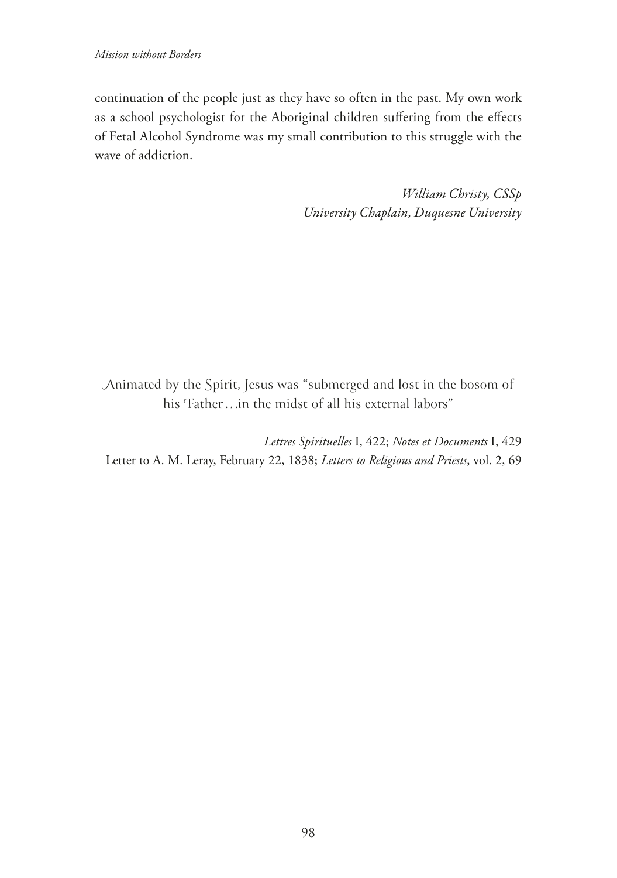continuation of the people just as they have so often in the past. My own work as a school psychologist for the Aboriginal children suffering from the effects of Fetal Alcohol Syndrome was my small contribution to this struggle with the wave of addiction.

*William Christy, CSSp*
*University Chaplain, Duquesne University*

Animated by the Spirit, Jesus was "submerged and lost in the bosom of his Father…in the midst of all his external labors"

*Lettres Spirituelles* I, 422; *Notes et Documents* I, 429
Letter to A. M. Leray, February 22, 1838; *Letters to Religious and Priests*, vol. 2, 69